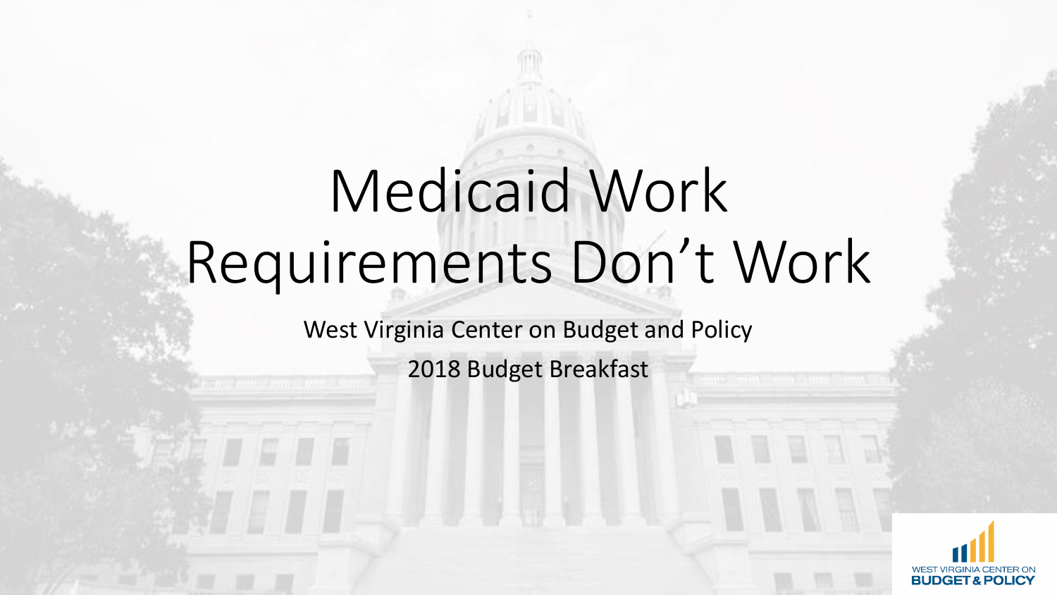# Medicaid Work Requirements Don’t Work

West Virginia Center on Budget and Policy

2018 Budget Breakfast

WEST VIRGINIA CENTER ON BUDGET & POLICY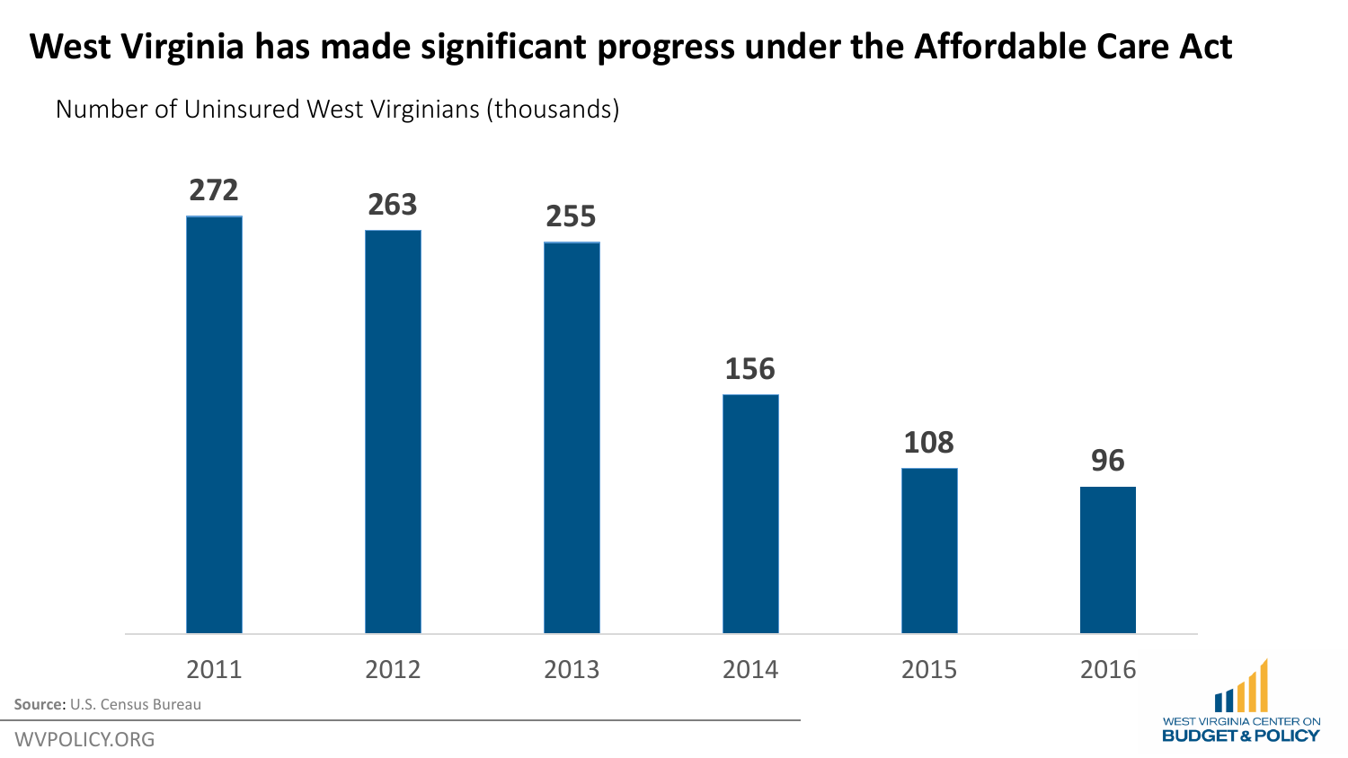# West Virginia has made significant progress under the Affordable Care Act

Number of Uninsured West Virginians (thousands)

| Year | Uninsured (thousands) |
|---|---|
| 2011 | 272 |
| 2012 | 263 |
| 2013 | 255 |
| 2014 | 156 |
| 2015 | 108 |
| 2016 | 96 |

**Source:** U.S. Census Bureau

WVPOLICY.ORG

WEST VIRGINIA CENTER ON BUDGET & POLICY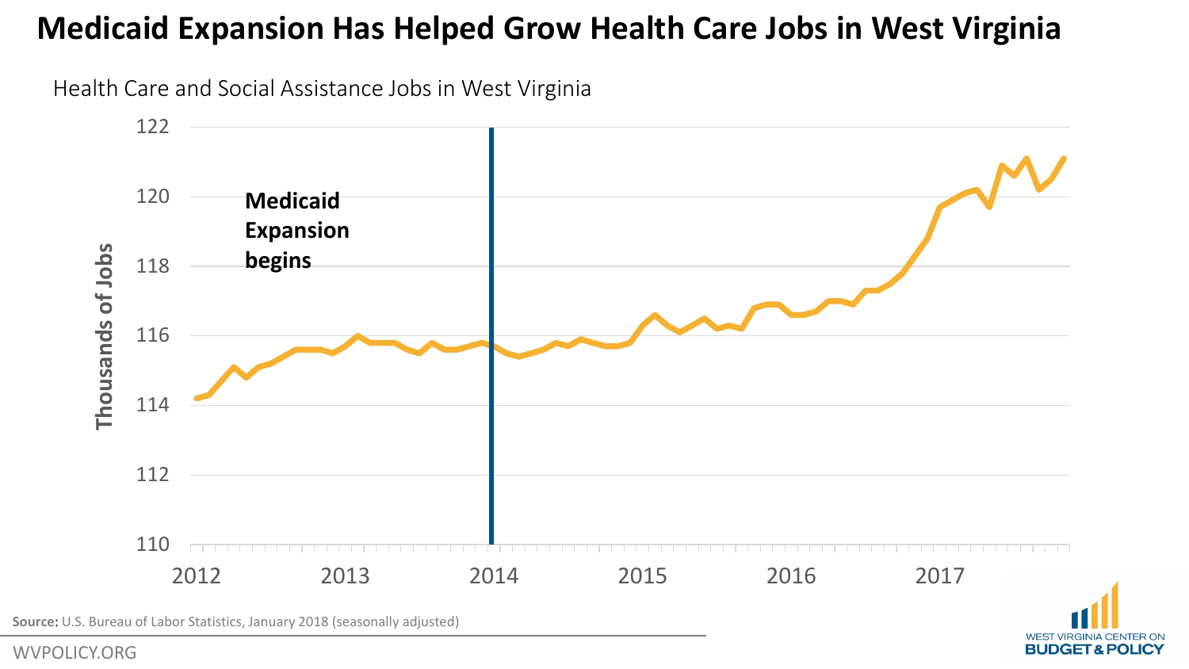# Medicaid Expansion Has Helped Grow Health Care Jobs in West Virginia

Health Care and Social Assistance Jobs in West Virginia

Medicaid Expansion begins

Thousands of Jobs

122
120
118
116
114
112
110

2012 2013 2014 2015 2016 2017

**Source:** U.S. Bureau of Labor Statistics, January 2018 (seasonally adjusted)

WVPOLICY.ORG

WEST VIRGINIA CENTER ON **BUDGET & POLICY**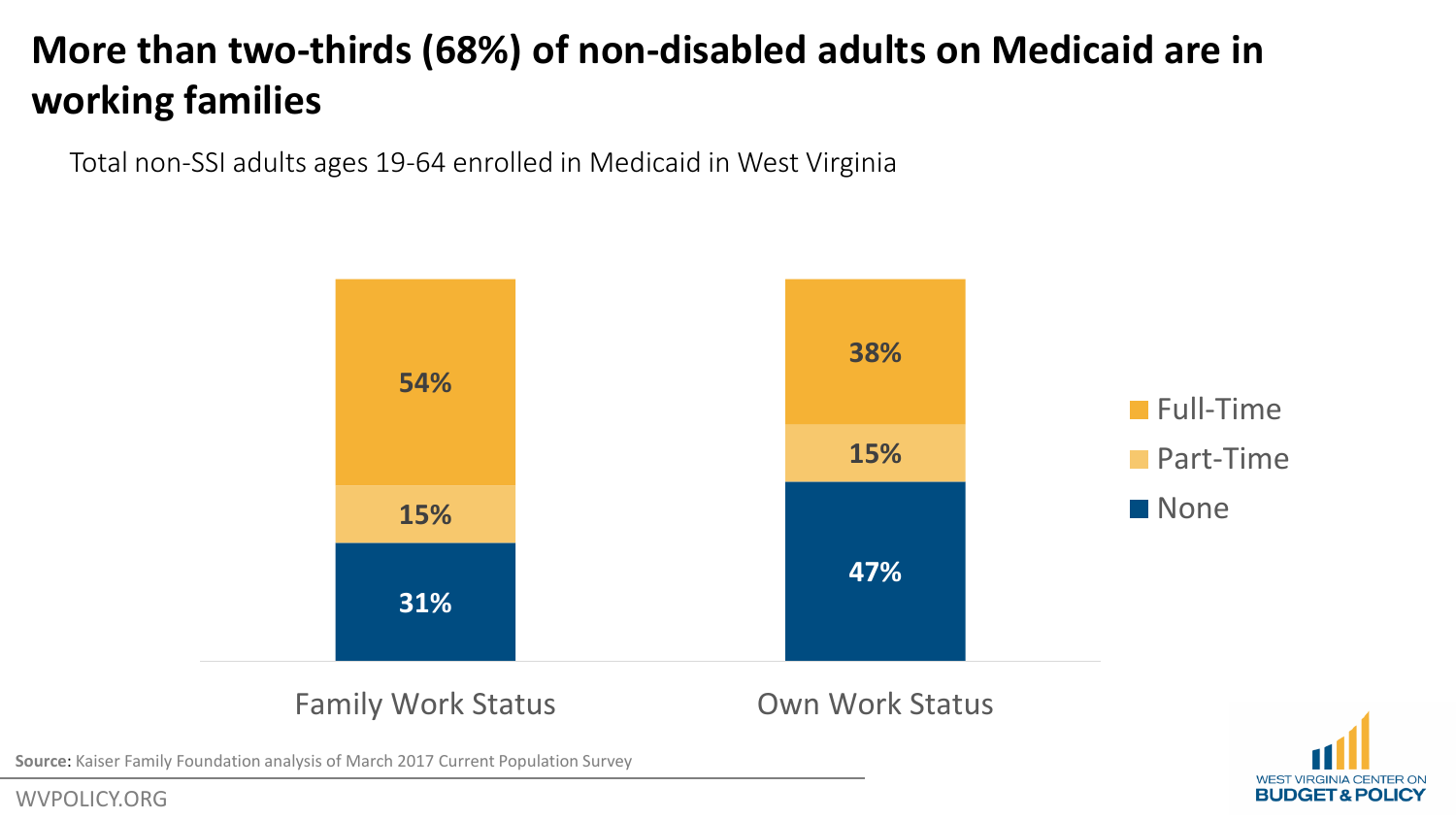# More than two-thirds (68%) of non-disabled adults on Medicaid are in working families

Total non-SSI adults ages 19-64 enrolled in Medicaid in West Virginia

| | Family Work Status | Own Work Status |
|---|---|---|
| Full-Time | 54% | 38% |
| Part-Time | 15% | 15% |
| None | 31% | 47% |

**Source:** Kaiser Family Foundation analysis of March 2017 Current Population Survey

WVPOLICY.ORG

WEST VIRGINIA CENTER ON **BUDGET & POLICY**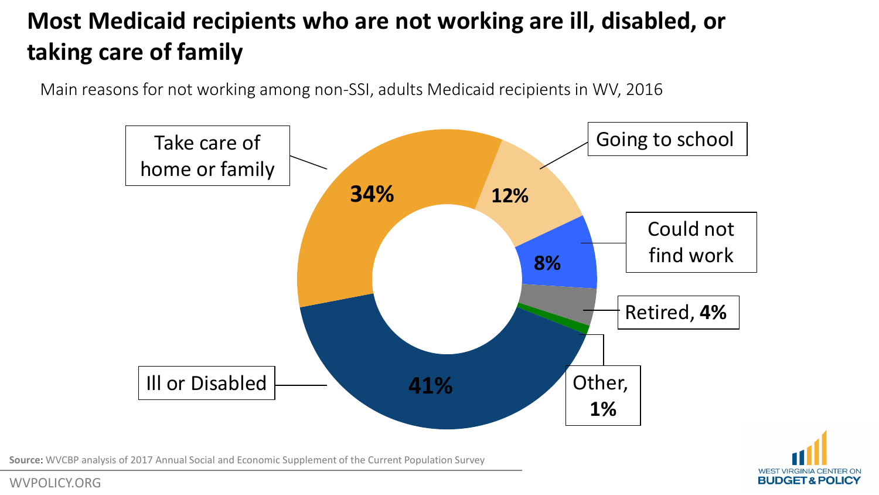# Most Medicaid recipients who are not working are ill, disabled, or taking care of family

Main reasons for not working among non-SSI, adults Medicaid recipients in WV, 2016

| Reason | Share |
| --- | --- |
| Ill or Disabled | 41% |
| Take care of home or family | 34% |
| Going to school | 12% |
| Could not find work | 8% |
| Retired | 4% |
| Other | 1% |

**Source:** WVCBP analysis of 2017 Annual Social and Economic Supplement of the Current Population Survey

WVPOLICY.ORG

WEST VIRGINIA CENTER ON BUDGET & POLICY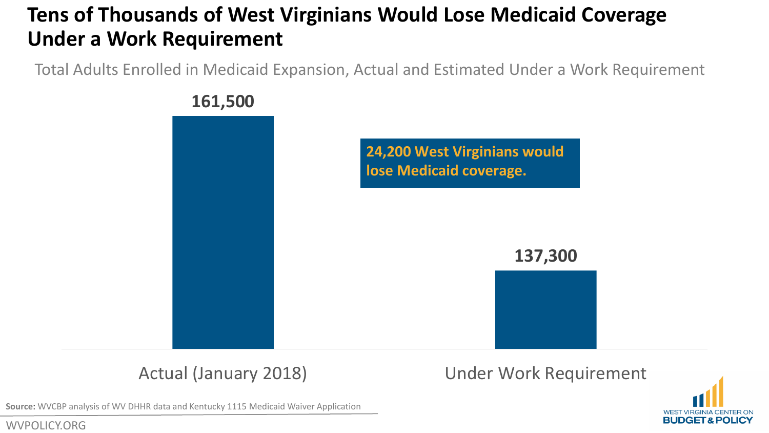# Tens of Thousands of West Virginians Would Lose Medicaid Coverage Under a Work Requirement

Total Adults Enrolled in Medicaid Expansion, Actual and Estimated Under a Work Requirement

| | Total Adults Enrolled |
|---|---|
| Actual (January 2018) | 161,500 |
| Under Work Requirement | 137,300 |

**24,200 West Virginians would lose Medicaid coverage.**

**Source:** WVCBP analysis of WV DHHR data and Kentucky 1115 Medicaid Waiver Application

WVPOLICY.ORG

WEST VIRGINIA CENTER ON BUDGET & POLICY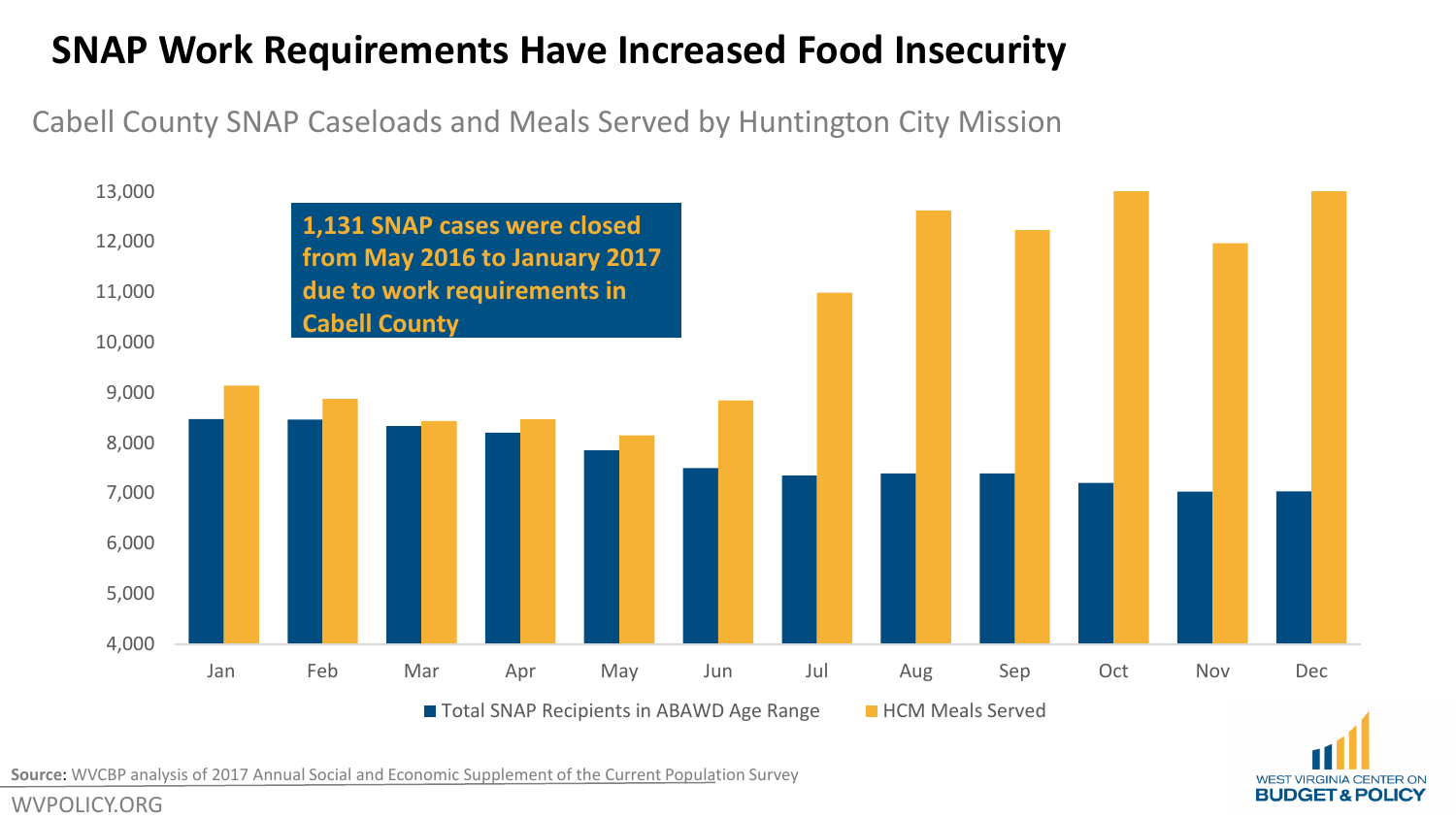# SNAP Work Requirements Have Increased Food Insecurity

Cabell County SNAP Caseloads and Meals Served by Huntington City Mission

13,000
12,000
11,000
10,000
9,000
8,000
7,000
6,000
5,000
4,000

**1,131 SNAP cases were closed from May 2016 to January 2017 due to work requirements in Cabell County**

Jan Feb Mar Apr May Jun Jul Aug Sep Oct Nov Dec

Total SNAP Recipients in ABAWD Age Range
HCM Meals Served

**Source:** WVCBP analysis of 2017 Annual Social and Economic Supplement of the Current Population Survey

WVPOLICY.ORG

WEST VIRGINIA CENTER ON BUDGET & POLICY